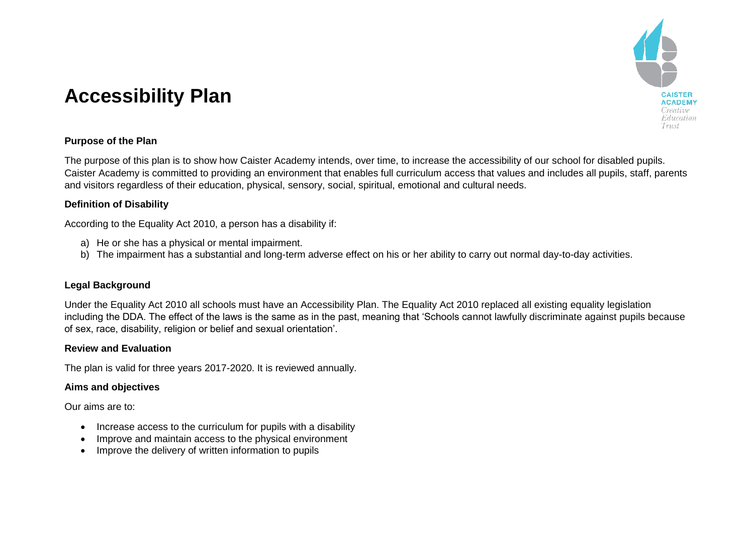# Accessibility Plan

CAISTER ACADEMY
*Creative Education Trust*

### Purpose of the Plan

The purpose of this plan is to show how Caister Academy intends, over time, to increase the accessibility of our school for disabled pupils. Caister Academy is committed to providing an environment that enables full curriculum access that values and includes all pupils, staff, parents and visitors regardless of their education, physical, sensory, social, spiritual, emotional and cultural needs.

### Definition of Disability

According to the Equality Act 2010, a person has a disability if:

a) He or she has a physical or mental impairment.
b) The impairment has a substantial and long-term adverse effect on his or her ability to carry out normal day-to-day activities.

### Legal Background

Under the Equality Act 2010 all schools must have an Accessibility Plan. The Equality Act 2010 replaced all existing equality legislation including the DDA. The effect of the laws is the same as in the past, meaning that 'Schools cannot lawfully discriminate against pupils because of sex, race, disability, religion or belief and sexual orientation'.

### Review and Evaluation

The plan is valid for three years 2017-2020. It is reviewed annually.

### Aims and objectives

Our aims are to:

- Increase access to the curriculum for pupils with a disability
- Improve and maintain access to the physical environment
- Improve the delivery of written information to pupils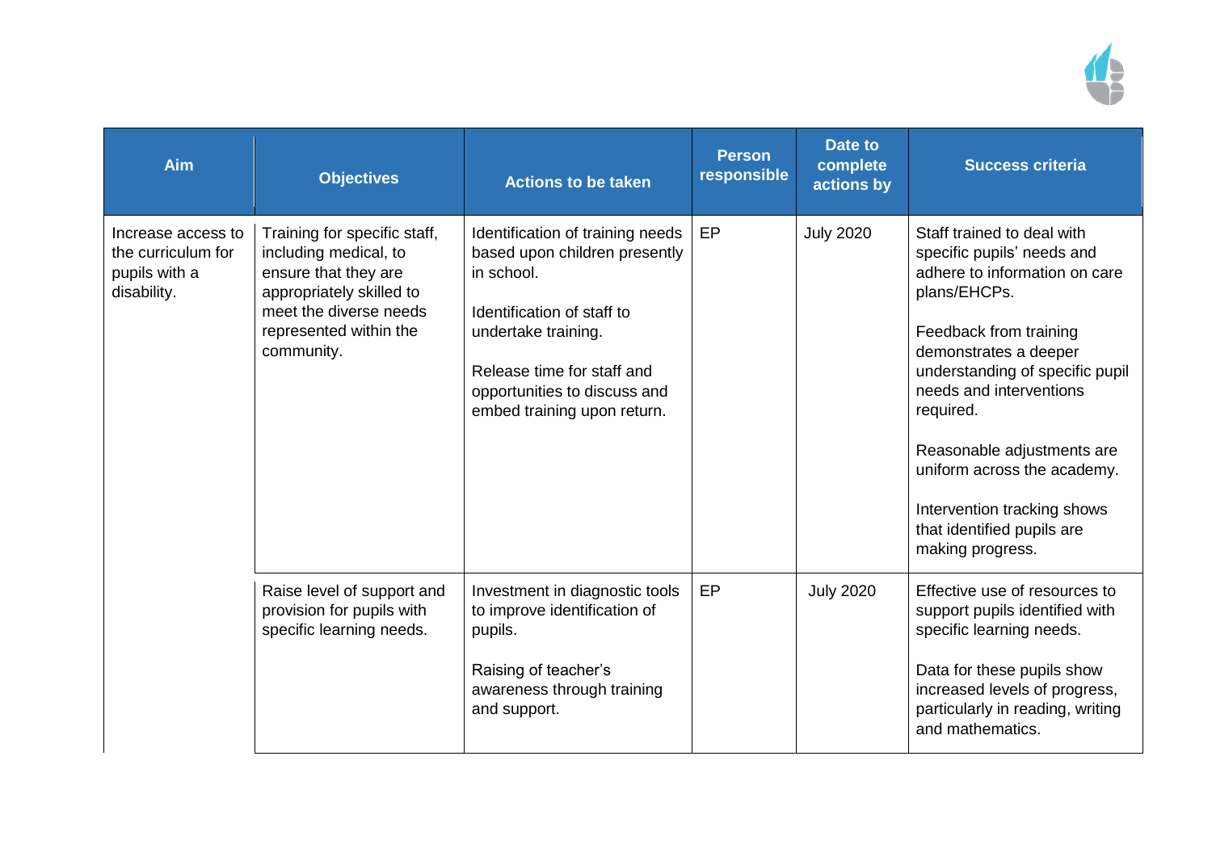| Aim | Objectives | Actions to be taken | Person responsible | Date to complete actions by | Success criteria |
|---|---|---|---|---|---|
| Increase access to the curriculum for pupils with a disability. | Training for specific staff, including medical, to ensure that they are appropriately skilled to meet the diverse needs represented within the community. | Identification of training needs based upon children presently in school.<br><br>Identification of staff to undertake training.<br><br>Release time for staff and opportunities to discuss and embed training upon return. | EP | July 2020 | Staff trained to deal with specific pupils' needs and adhere to information on care plans/EHCPs.<br><br>Feedback from training demonstrates a deeper understanding of specific pupil needs and interventions required.<br><br>Reasonable adjustments are uniform across the academy.<br><br>Intervention tracking shows that identified pupils are making progress. |
| | Raise level of support and provision for pupils with specific learning needs. | Investment in diagnostic tools to improve identification of pupils.<br><br>Raising of teacher's awareness through training and support. | EP | July 2020 | Effective use of resources to support pupils identified with specific learning needs.<br><br>Data for these pupils show increased levels of progress, particularly in reading, writing and mathematics. |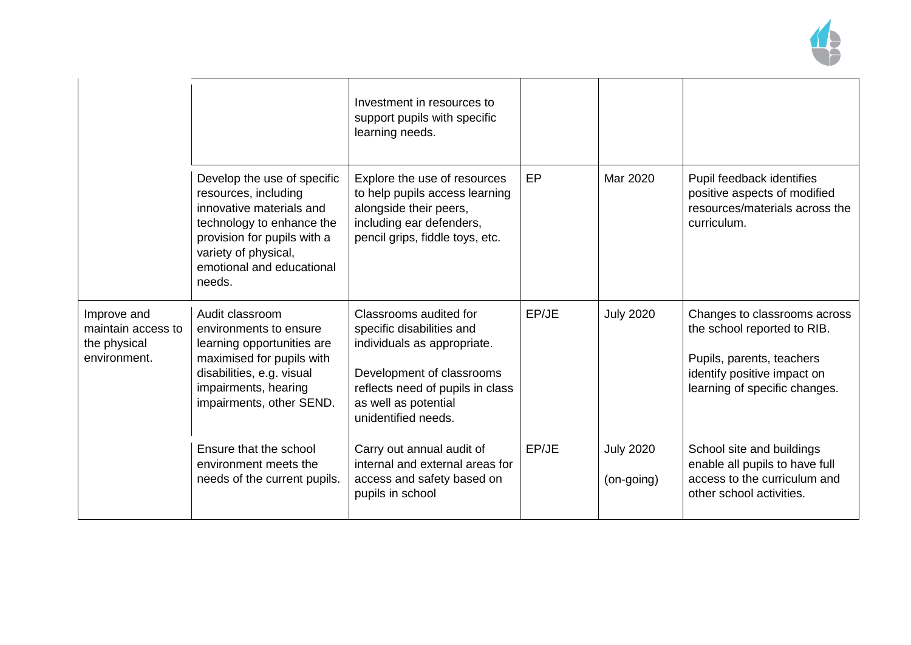| | | | | | |
|---|---|---|---|---|---|
| | | Investment in resources to support pupils with specific learning needs. | | | |
| | Develop the use of specific resources, including innovative materials and technology to enhance the provision for pupils with a variety of physical, emotional and educational needs. | Explore the use of resources to help pupils access learning alongside their peers, including ear defenders, pencil grips, fiddle toys, etc. | EP | Mar 2020 | Pupil feedback identifies positive aspects of modified resources/materials across the curriculum. |
| Improve and maintain access to the physical environment. | Audit classroom environments to ensure learning opportunities are maximised for pupils with disabilities, e.g. visual impairments, hearing impairments, other SEND. | Classrooms audited for specific disabilities and individuals as appropriate.<br><br>Development of classrooms reflects need of pupils in class as well as potential unidentified needs. | EP/JE | July 2020 | Changes to classrooms across the school reported to RIB.<br><br>Pupils, parents, teachers identify positive impact on learning of specific changes. |
| | Ensure that the school environment meets the needs of the current pupils. | Carry out annual audit of internal and external areas for access and safety based on pupils in school | EP/JE | July 2020<br><br>(on-going) | School site and buildings enable all pupils to have full access to the curriculum and other school activities. |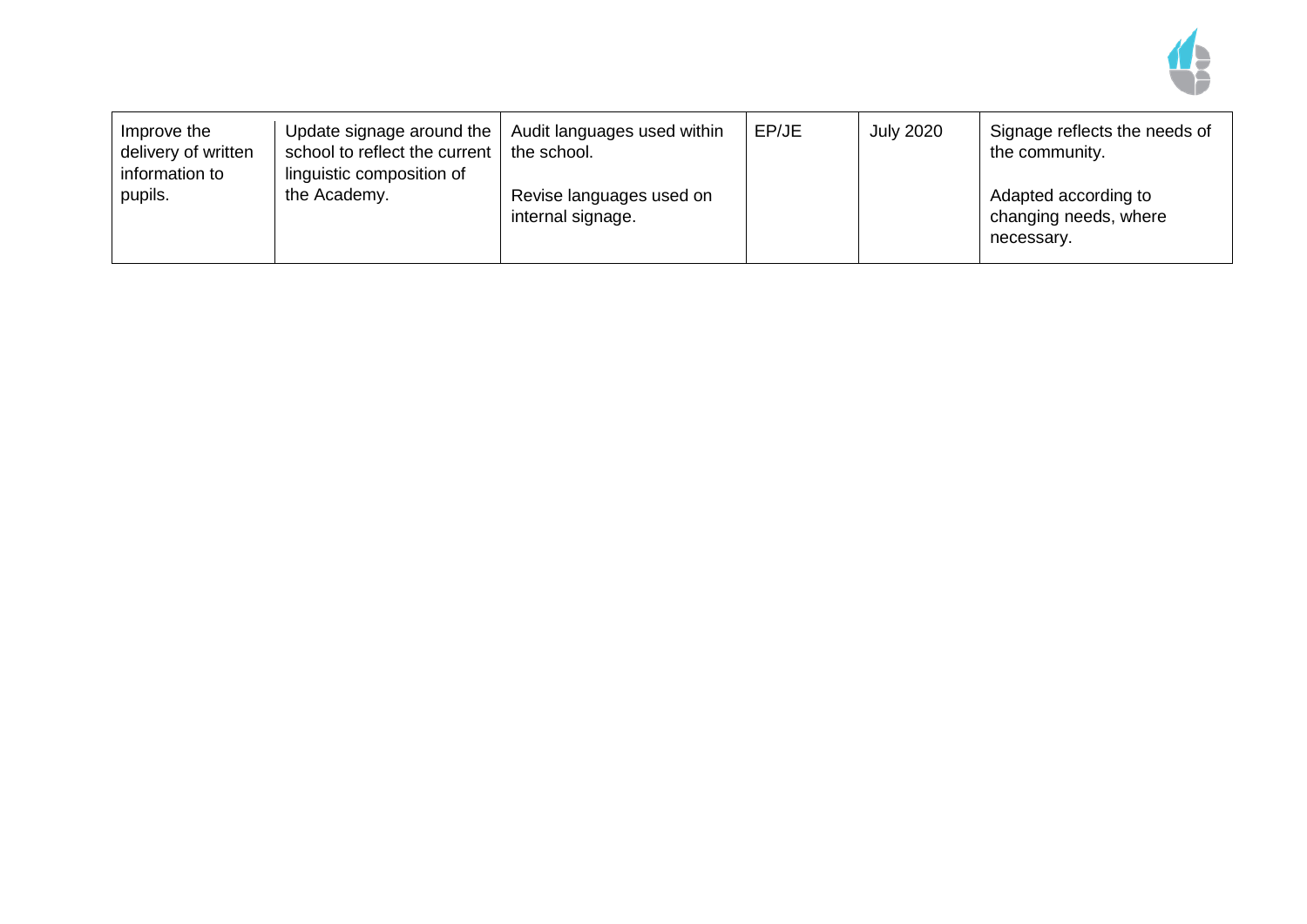| | | | | | |
|---|---|---|---|---|---|
| Improve the delivery of written information to pupils. | Update signage around the school to reflect the current linguistic composition of the Academy. | Audit languages used within the school.<br><br>Revise languages used on internal signage. | EP/JE | July 2020 | Signage reflects the needs of the community.<br><br>Adapted according to changing needs, where necessary. |